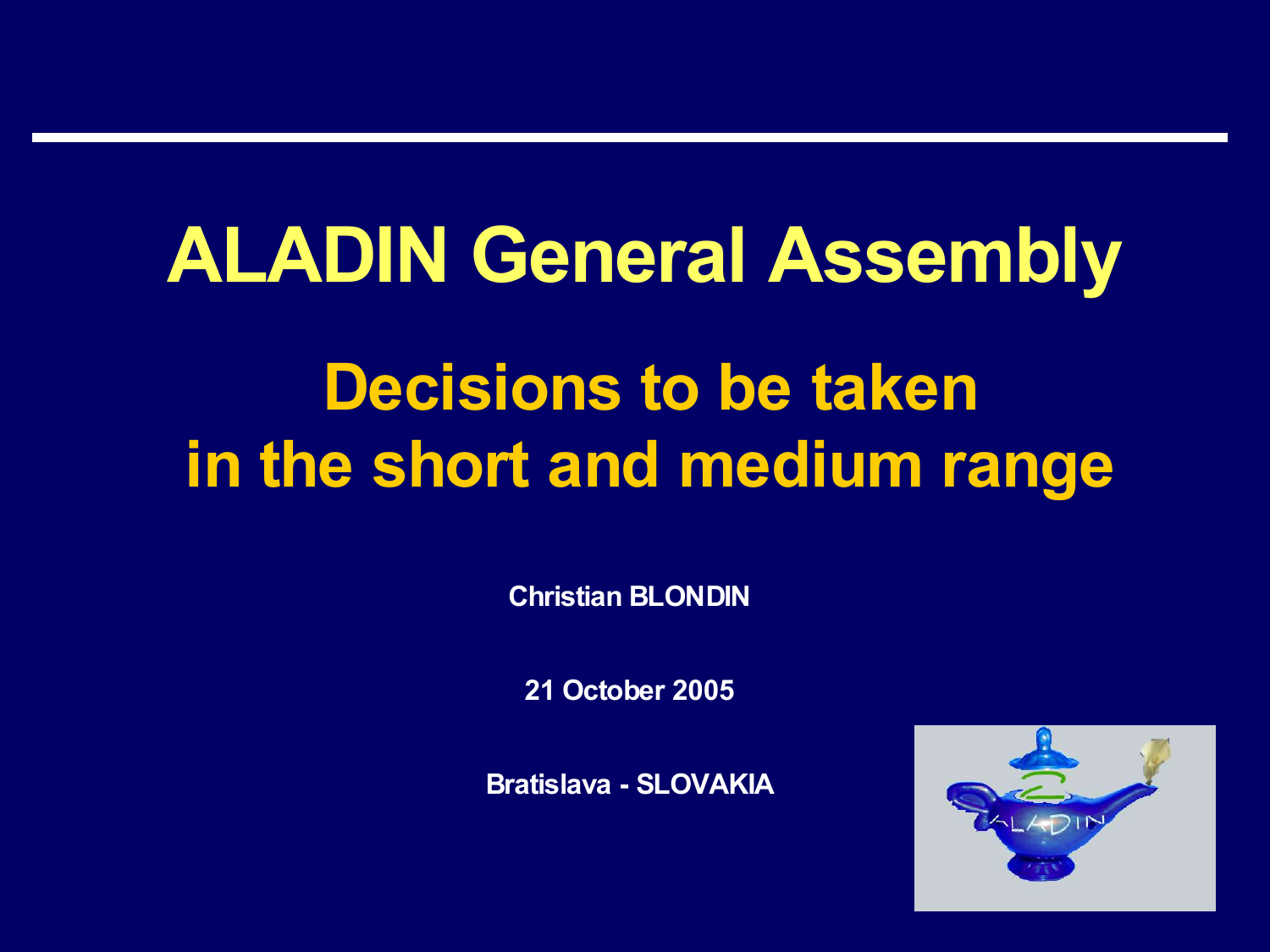# ALADIN General Assembly

## Decisions to be taken in the short and medium range

**Christian BLONDIN**

**21 October 2005**

**Bratislava - SLOVAKIA**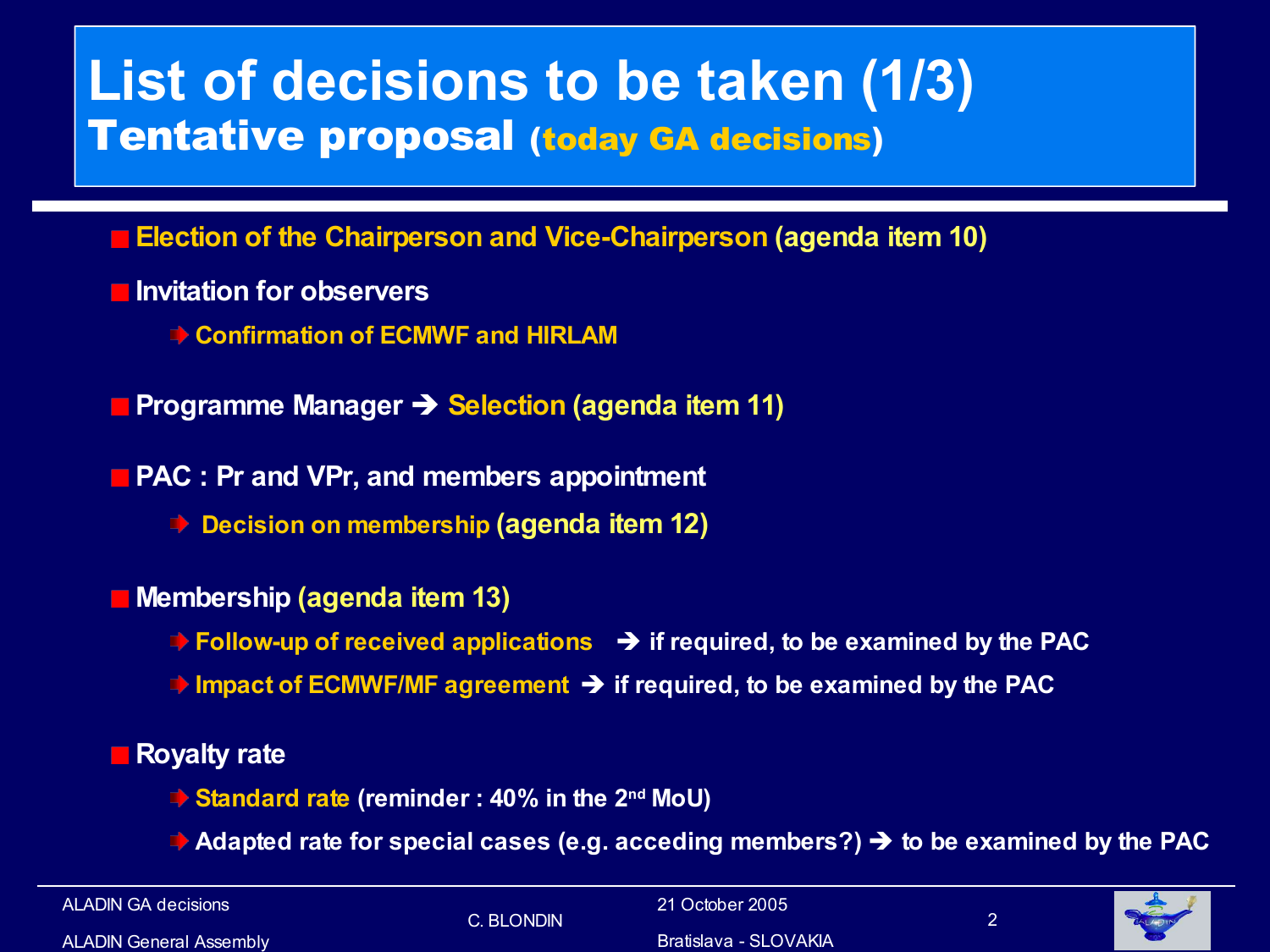# List of decisions to be taken (1/3)

## Tentative proposal (today GA decisions)

- Election of the Chairperson and Vice-Chairperson (agenda item 10)
- Invitation for observers
  - Confirmation of ECMWF and HIRLAM
- Programme Manager → Selection (agenda item 11)
- PAC : Pr and VPr, and members appointment
  - Decision on membership (agenda item 12)
- Membership (agenda item 13)
  - Follow-up of received applications → if required, to be examined by the PAC
  - Impact of ECMWF/MF agreement → if required, to be examined by the PAC
- Royalty rate
  - Standard rate (reminder : 40% in the 2nd MoU)
  - Adapted rate for special cases (e.g. acceding members?) → to be examined by the PAC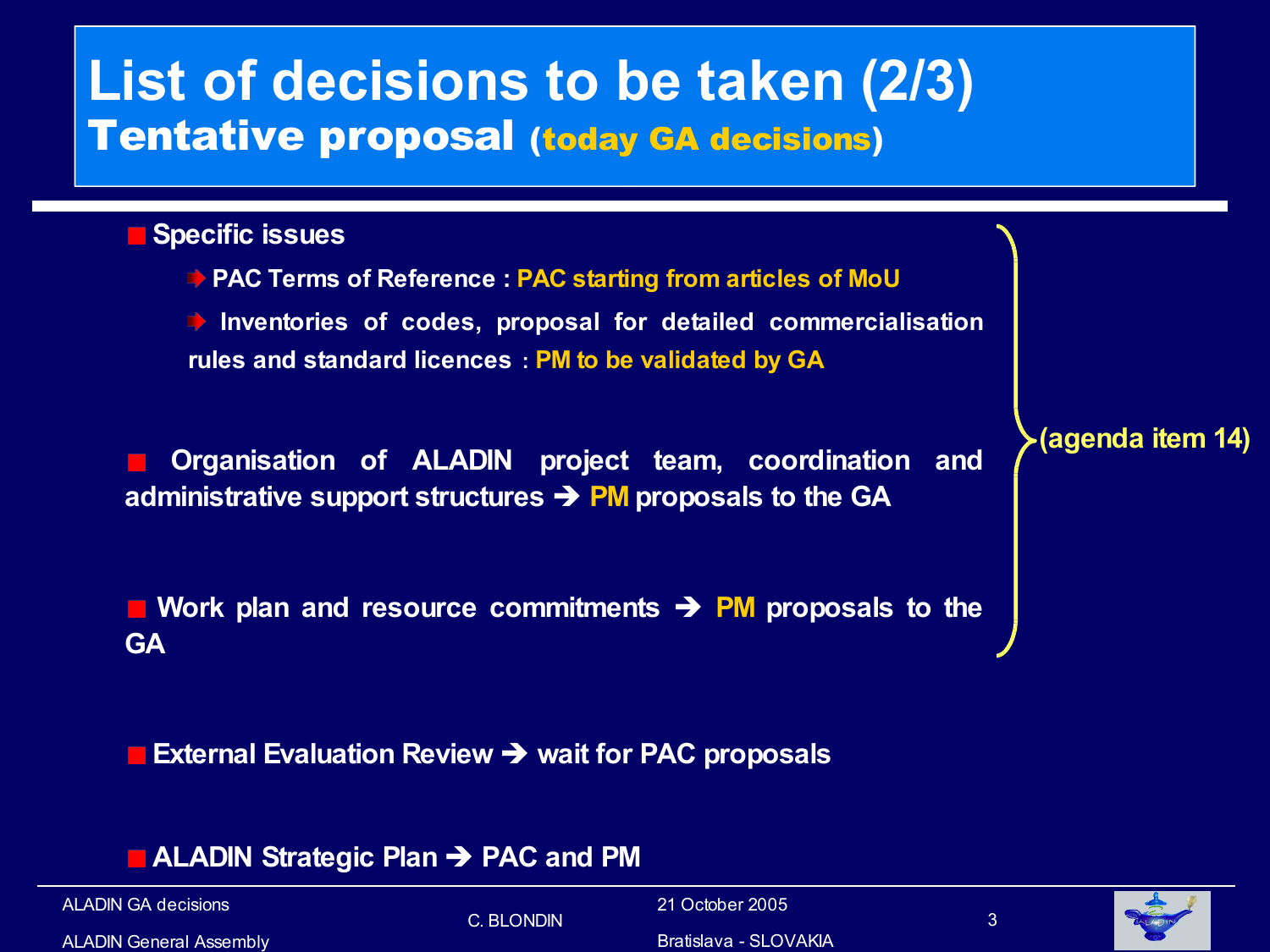# List of decisions to be taken (2/3)

## Tentative proposal (today GA decisions)

- **Specific issues**
  - **PAC Terms of Reference : PAC starting from articles of MoU**
  - **Inventories of codes, proposal for detailed commercialisation rules and standard licences : PM to be validated by GA**
- **Organisation of ALADIN project team, coordination and administrative support structures ➔ PM proposals to the GA**
- **Work plan and resource commitments ➔ PM proposals to the GA**

(agenda item 14)

- **External Evaluation Review ➔ wait for PAC proposals**
- **ALADIN Strategic Plan ➔ PAC and PM**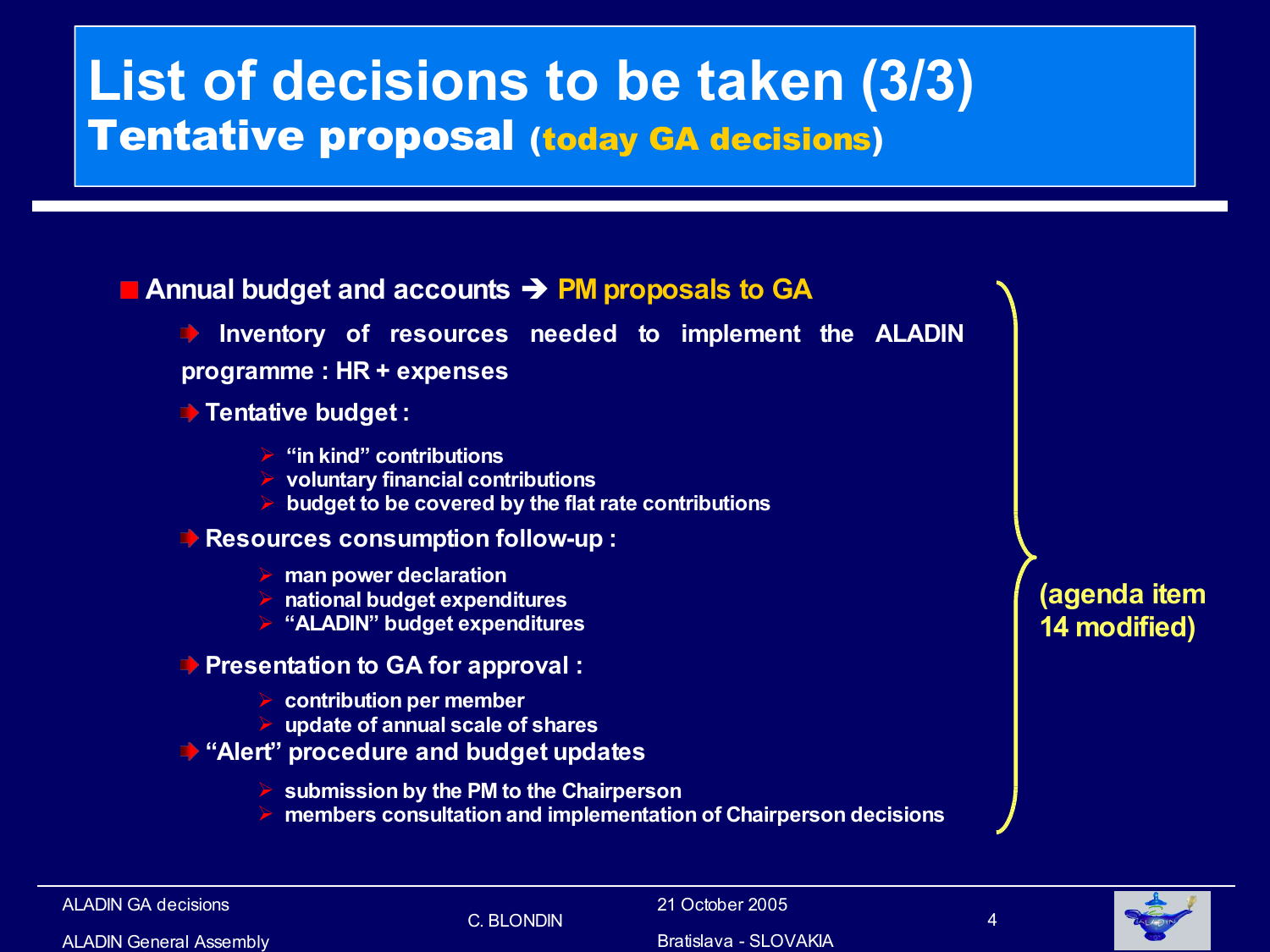# List of decisions to be taken (3/3)

## Tentative proposal (today GA decisions)

- **Annual budget and accounts → PM proposals to GA**
  - Inventory of resources needed to implement the ALADIN programme : HR + expenses
  - Tentative budget :
    - "in kind" contributions
    - voluntary financial contributions
    - budget to be covered by the flat rate contributions
  - Resources consumption follow-up :
    - man power declaration
    - national budget expenditures
    - "ALADIN" budget expenditures
  - Presentation to GA for approval :
    - contribution per member
    - update of annual scale of shares
  - "Alert" procedure and budget updates
    - submission by the PM to the Chairperson
    - members consultation and implementation of Chairperson decisions

(agenda item 14 modified)